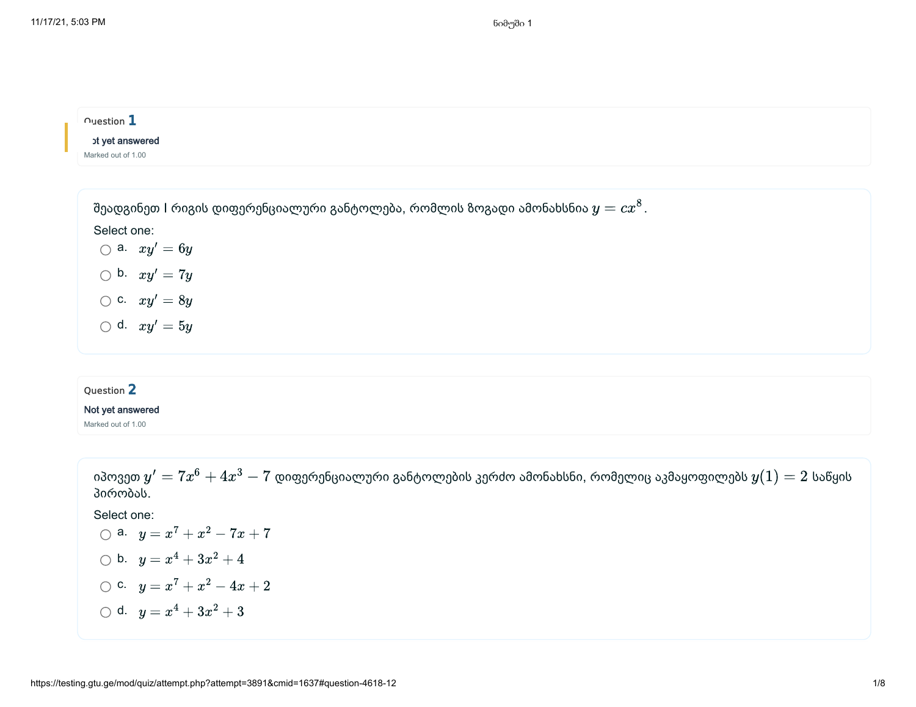Question **1**

Not yet answered

Marked out of 1.00

შეადგინეთ I რიგის დიფერენციალური განტოლება, რომლის ზოგადი ამონახსნია $y = cx^8$.

Select one:

- a. $xy' = 6y$
- b. $xy' = 7y$
- c. $xy' = 8y$
- d. $xy' = 5y$

Question **2**

Not yet answered

Marked out of 1.00

იპოვეთ $y' = 7x^6 + 4x^3 - 7$ დიფერენციალური განტოლების კერძო ამონახსნი, რომელიც აკმაყოფილებს $y(1) = 2$ საწყის პირობას.

Select one:

- a. $y = x^7 + x^2 - 7x + 7$
- b. $y = x^4 + 3x^2 + 4$
- c. $y = x^7 + x^2 - 4x + 2$
- d. $y = x^4 + 3x^2 + 3$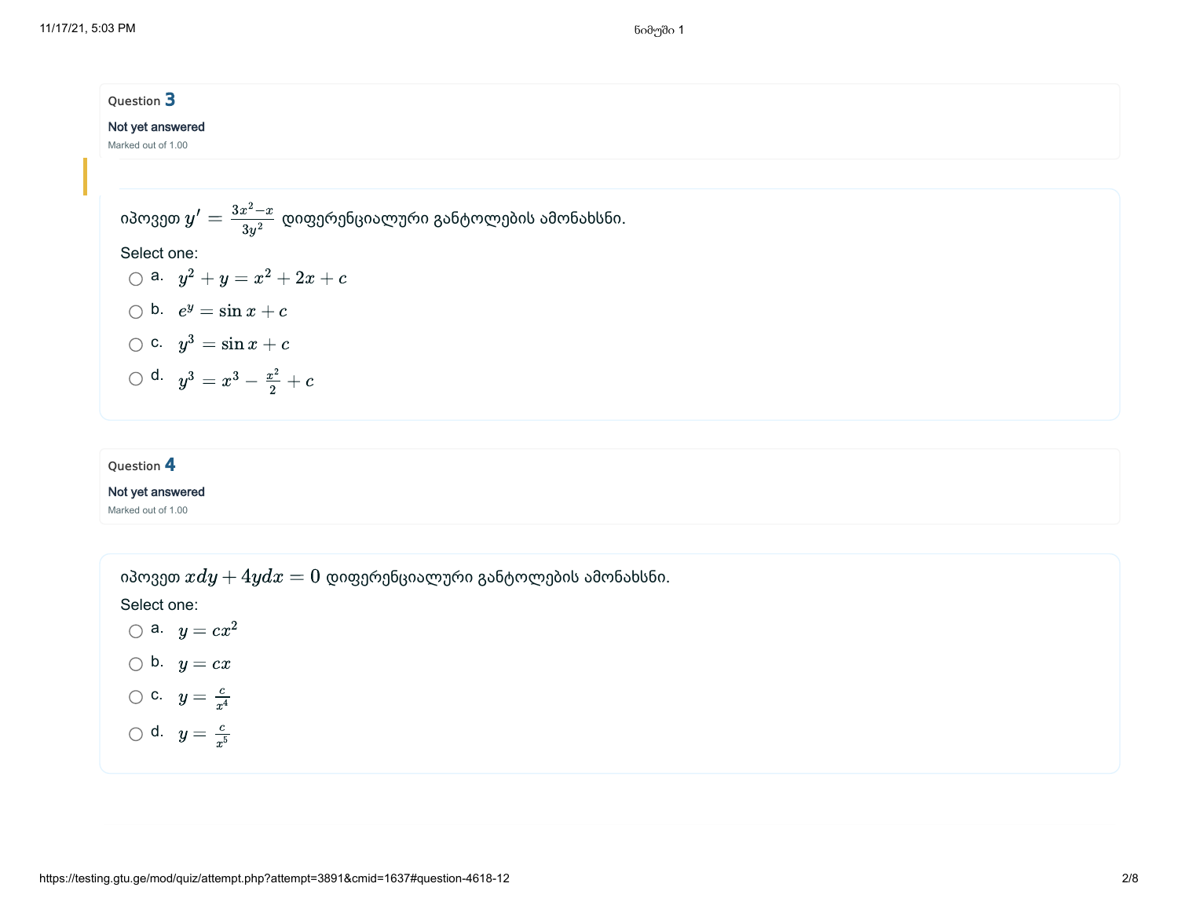Question **3**

Not yet answered

Marked out of 1.00

იპოვეთ $y' = \frac{3x^2 - x}{3y^2}$ დიფერენციალური განტოლების ამონახსნი.

Select one:

- a. $y^2 + y = x^2 + 2x + c$
- b. $e^y = \sin x + c$
- c. $y^3 = \sin x + c$
- d. $y^3 = x^3 - \frac{x^2}{2} + c$

Question **4**

Not yet answered

Marked out of 1.00

იპოვეთ $xdy + 4ydx = 0$ დიფერენციალური განტოლების ამონახსნი.

Select one:

- a. $y = cx^2$
- b. $y = cx$
- c. $y = \frac{c}{x^4}$
- d. $y = \frac{c}{x^5}$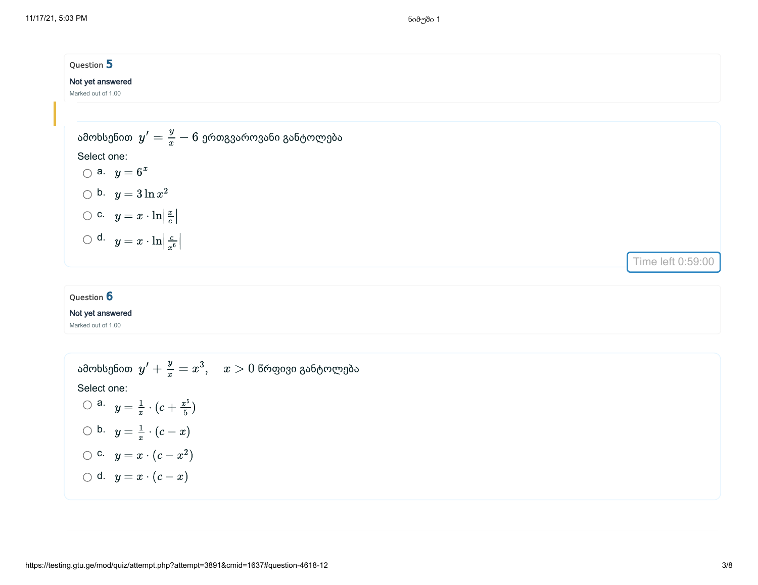Question **5**

Not yet answered

Marked out of 1.00

ამოხსენით $y' = \frac{y}{x} - 6$ ერთგვაროვანი განტოლება

Select one:

- a. $y = 6^x$
- b. $y = 3\ln x^2$
- c. $y = x \cdot \ln\left|\frac{x}{c}\right|$
- d. $y = x \cdot \ln\left|\frac{c}{x^6}\right|$

Time left 0:59:00

Question **6**

Not yet answered

Marked out of 1.00

ამოხსენით $y' + \frac{y}{x} = x^3, \quad x > 0$ წრფივი განტოლება

Select one:

- a. $y = \frac{1}{x} \cdot (c + \frac{x^5}{5})$
- b. $y = \frac{1}{x} \cdot (c - x)$
- c. $y = x \cdot (c - x^2)$
- d. $y = x \cdot (c - x)$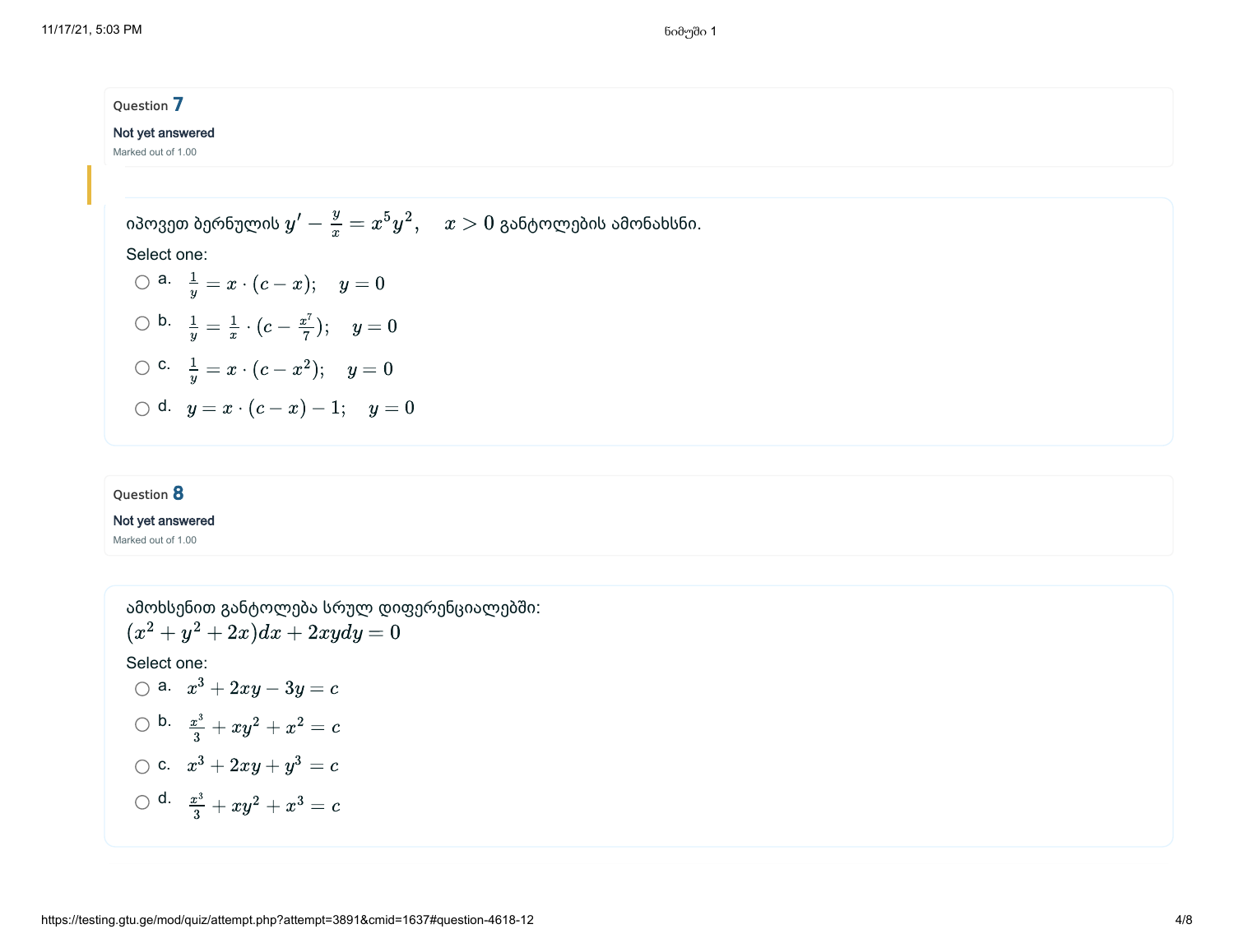Question **7**

Not yet answered

Marked out of 1.00

იპოვეთ ბერნულის $y' - \frac{y}{x} = x^5 y^2, \quad x > 0$ განტოლების ამონახსნი.

Select one:

- a. $\frac{1}{y} = x \cdot (c - x); \quad y = 0$
- b. $\frac{1}{y} = \frac{1}{x} \cdot (c - \frac{x^7}{7}); \quad y = 0$
- c. $\frac{1}{y} = x \cdot (c - x^2); \quad y = 0$
- d. $y = x \cdot (c - x) - 1; \quad y = 0$

Question **8**

Not yet answered

Marked out of 1.00

ამოხსენით განტოლება სრულ დიფერენციალებში:

$$(x^2 + y^2 + 2x)dx + 2xydy = 0$$

Select one:

- a. $x^3 + 2xy - 3y = c$
- b. $\frac{x^3}{3} + xy^2 + x^2 = c$
- c. $x^3 + 2xy + y^3 = c$
- d. $\frac{x^3}{3} + xy^2 + x^3 = c$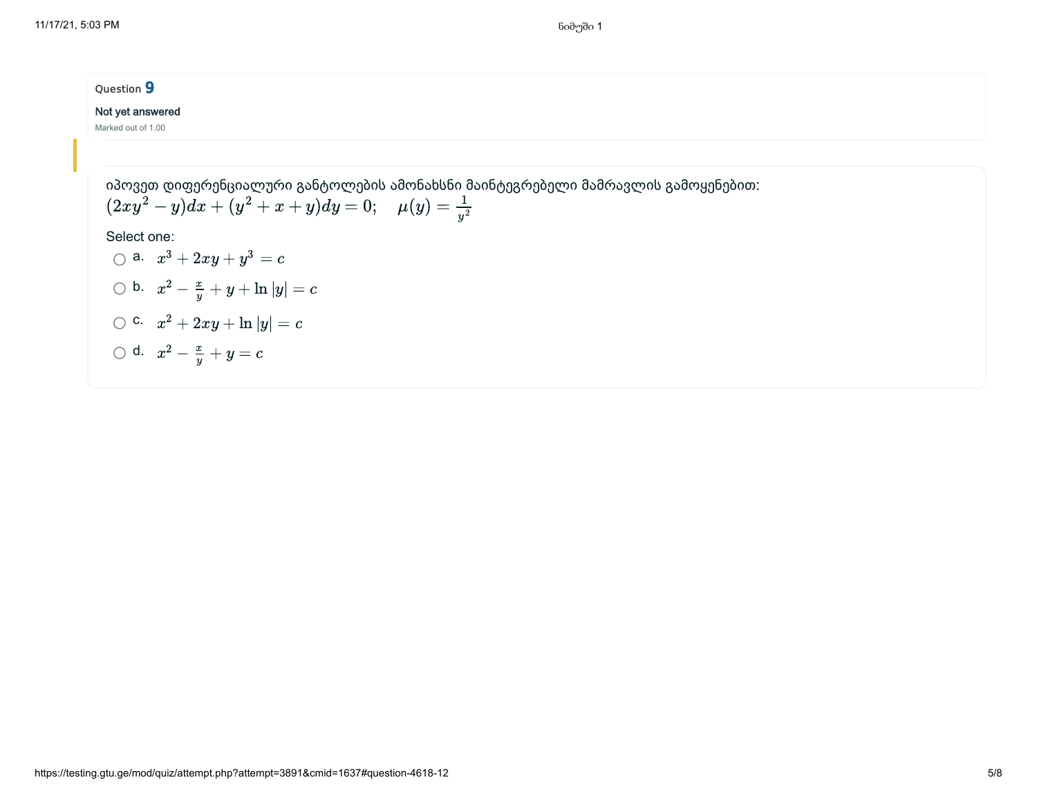Question **9**

Not yet answered

Marked out of 1.00

იპოვეთ დიფერენციალური განტოლების ამონახსნი მაინტეგრებელი მამრავლის გამოყენებით:
$(2xy^2 - y)dx + (y^2 + x + y)dy = 0; \quad \mu(y) = \frac{1}{y^2}$

Select one:

- a. $x^3 + 2xy + y^3 = c$
- b. $x^2 - \frac{x}{y} + y + \ln|y| = c$
- c. $x^2 + 2xy + \ln|y| = c$
- d. $x^2 - \frac{x}{y} + y = c$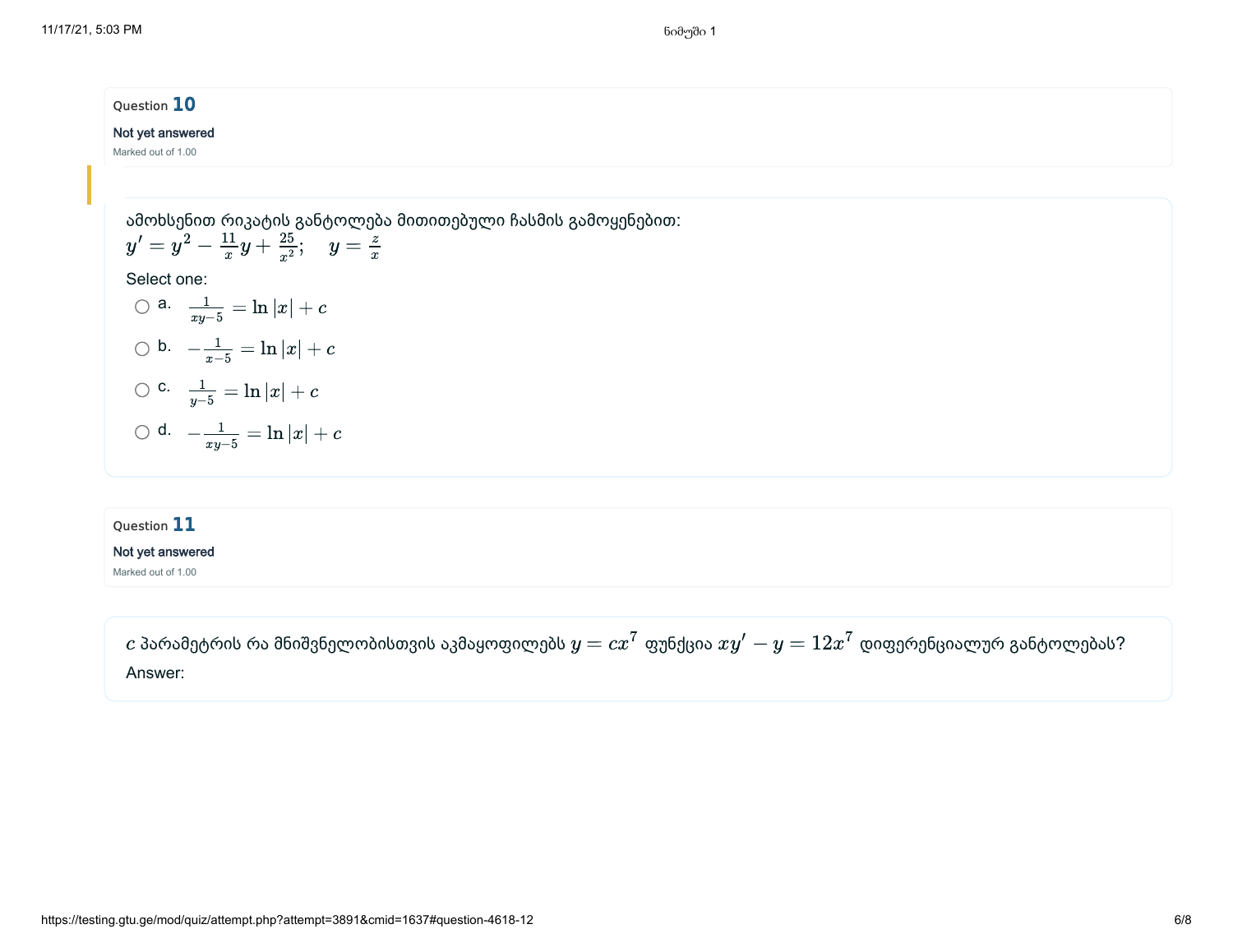Question **10**

Not yet answered

Marked out of 1.00

ამოხსენით რიკატის განტოლება მითითებული ჩასმის გამოყენებით:

$y' = y^2 - \frac{11}{x}y + \frac{25}{x^2}; \quad y = \frac{z}{x}$

Select one:

- a. $\frac{1}{xy-5} = \ln|x| + c$
- b. $-\frac{1}{x-5} = \ln|x| + c$
- c. $\frac{1}{y-5} = \ln|x| + c$
- d. $-\frac{1}{xy-5} = \ln|x| + c$

Question **11**

Not yet answered

Marked out of 1.00

$c$ პარამეტრის რა მნიშვნელობისთვის აკმაყოფილებს $y = cx^7$ ფუნქცია $xy' - y = 12x^7$ დიფერენციალურ განტოლებას?

Answer: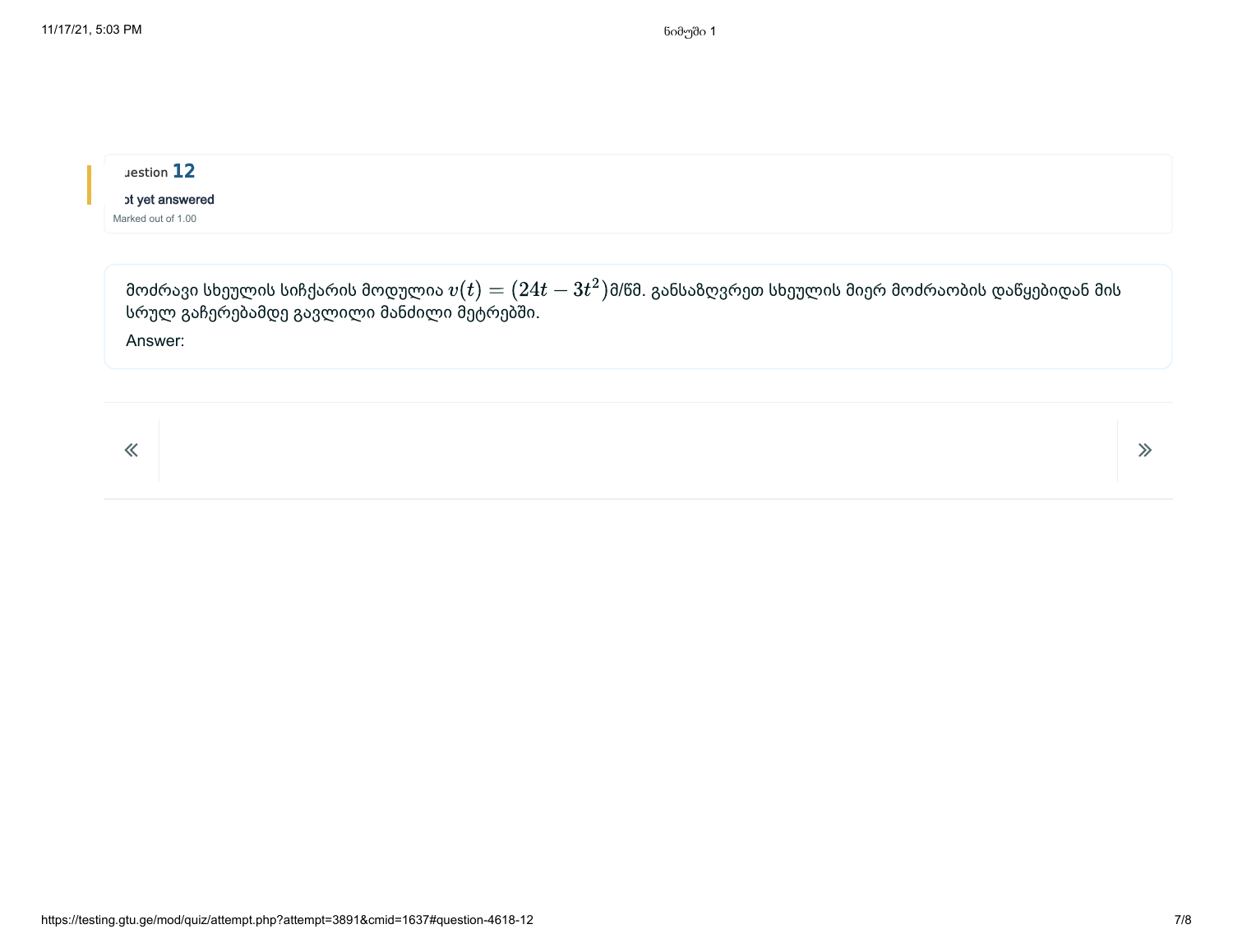uestion **12**

ot yet answered

Marked out of 1.00

მოძრავი სხეულის სიჩქარის მოდულია $v(t) = (24t - 3t^2)$მ/წმ. განსაზღვრეთ სხეულის მიერ მოძრაობის დაწყებიდან მის სრულ გაჩერებამდე გავლილი მანძილი მეტრებში.

Answer:

«

»